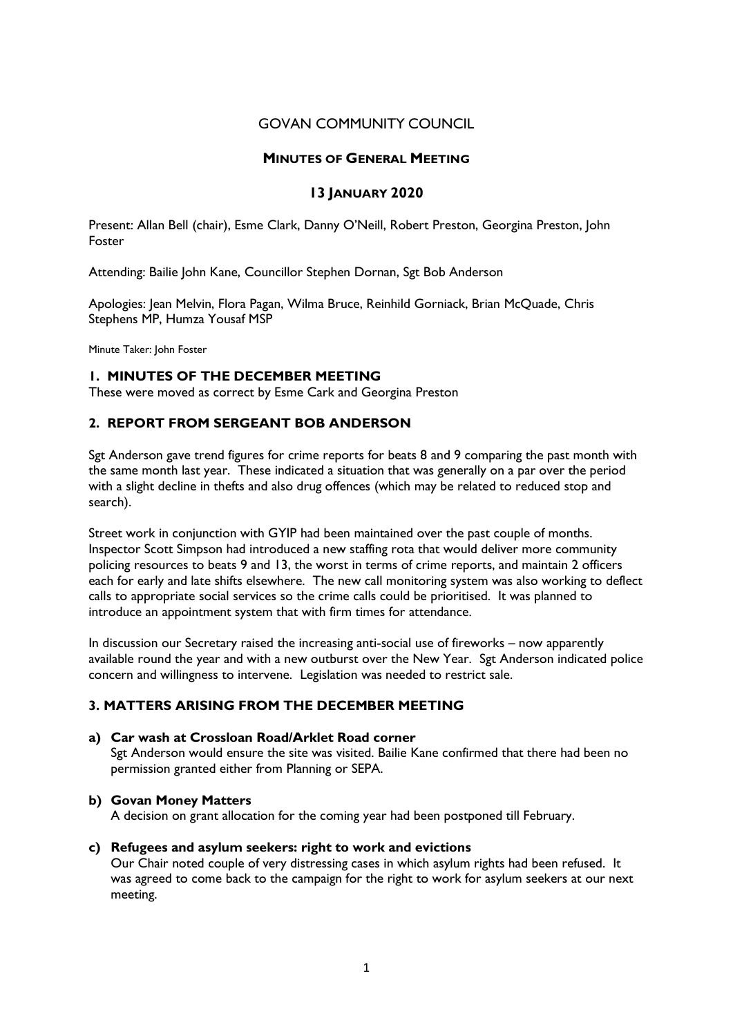# GOVAN COMMUNITY COUNCIL

## MINUTES OF GENERAL MEETING

## 13 JANUARY 2020

Present: Allan Bell (chair), Esme Clark, Danny O'Neill, Robert Preston, Georgina Preston, John Foster

Attending: Bailie John Kane, Councillor Stephen Dornan, Sgt Bob Anderson

Apologies: Jean Melvin, Flora Pagan, Wilma Bruce, Reinhild Gorniack, Brian McQuade, Chris Stephens MP, Humza Yousaf MSP

Minute Taker: John Foster

### 1. MINUTES OF THE DECEMBER MEETING

These were moved as correct by Esme Cark and Georgina Preston

### 2. REPORT FROM SERGEANT BOB ANDERSON

Sgt Anderson gave trend figures for crime reports for beats 8 and 9 comparing the past month with the same month last year. These indicated a situation that was generally on a par over the period with a slight decline in thefts and also drug offences (which may be related to reduced stop and search).

Street work in conjunction with GYIP had been maintained over the past couple of months. Inspector Scott Simpson had introduced a new staffing rota that would deliver more community policing resources to beats 9 and 13, the worst in terms of crime reports, and maintain 2 officers each for early and late shifts elsewhere. The new call monitoring system was also working to deflect calls to appropriate social services so the crime calls could be prioritised. It was planned to introduce an appointment system that with firm times for attendance.

In discussion our Secretary raised the increasing anti-social use of fireworks – now apparently available round the year and with a new outburst over the New Year. Sgt Anderson indicated police concern and willingness to intervene. Legislation was needed to restrict sale.

### 3. MATTERS ARISING FROM THE DECEMBER MEETING

**a) Car wash at Crossloan Road/Arklet Road corner**

Sgt Anderson would ensure the site was visited. Bailie Kane confirmed that there had been no permission granted either from Planning or SEPA.

**b) Govan Money Matters**

A decision on grant allocation for the coming year had been postponed till February.

**c) Refugees and asylum seekers: right to work and evictions**

Our Chair noted couple of very distressing cases in which asylum rights had been refused. It was agreed to come back to the campaign for the right to work for asylum seekers at our next meeting.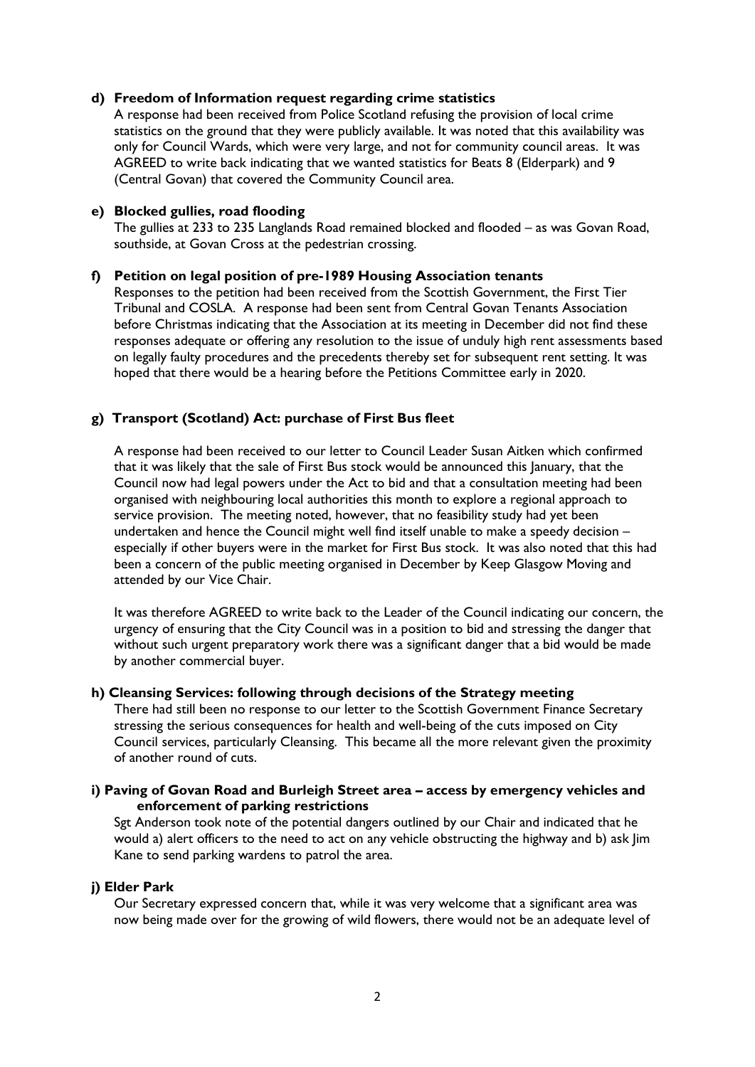**d) Freedom of Information request regarding crime statistics**

A response had been received from Police Scotland refusing the provision of local crime statistics on the ground that they were publicly available. It was noted that this availability was only for Council Wards, which were very large, and not for community council areas. It was AGREED to write back indicating that we wanted statistics for Beats 8 (Elderpark) and 9 (Central Govan) that covered the Community Council area.

**e) Blocked gullies, road flooding**

The gullies at 233 to 235 Langlands Road remained blocked and flooded – as was Govan Road, southside, at Govan Cross at the pedestrian crossing.

**f) Petition on legal position of pre-1989 Housing Association tenants**

Responses to the petition had been received from the Scottish Government, the First Tier Tribunal and COSLA. A response had been sent from Central Govan Tenants Association before Christmas indicating that the Association at its meeting in December did not find these responses adequate or offering any resolution to the issue of unduly high rent assessments based on legally faulty procedures and the precedents thereby set for subsequent rent setting. It was hoped that there would be a hearing before the Petitions Committee early in 2020.

**g) Transport (Scotland) Act: purchase of First Bus fleet**

A response had been received to our letter to Council Leader Susan Aitken which confirmed that it was likely that the sale of First Bus stock would be announced this January, that the Council now had legal powers under the Act to bid and that a consultation meeting had been organised with neighbouring local authorities this month to explore a regional approach to service provision. The meeting noted, however, that no feasibility study had yet been undertaken and hence the Council might well find itself unable to make a speedy decision – especially if other buyers were in the market for First Bus stock. It was also noted that this had been a concern of the public meeting organised in December by Keep Glasgow Moving and attended by our Vice Chair.

It was therefore AGREED to write back to the Leader of the Council indicating our concern, the urgency of ensuring that the City Council was in a position to bid and stressing the danger that without such urgent preparatory work there was a significant danger that a bid would be made by another commercial buyer.

**h) Cleansing Services: following through decisions of the Strategy meeting**

There had still been no response to our letter to the Scottish Government Finance Secretary stressing the serious consequences for health and well-being of the cuts imposed on City Council services, particularly Cleansing. This became all the more relevant given the proximity of another round of cuts.

**i) Paving of Govan Road and Burleigh Street area – access by emergency vehicles and enforcement of parking restrictions**

Sgt Anderson took note of the potential dangers outlined by our Chair and indicated that he would a) alert officers to the need to act on any vehicle obstructing the highway and b) ask Jim Kane to send parking wardens to patrol the area.

**j) Elder Park**

Our Secretary expressed concern that, while it was very welcome that a significant area was now being made over for the growing of wild flowers, there would not be an adequate level of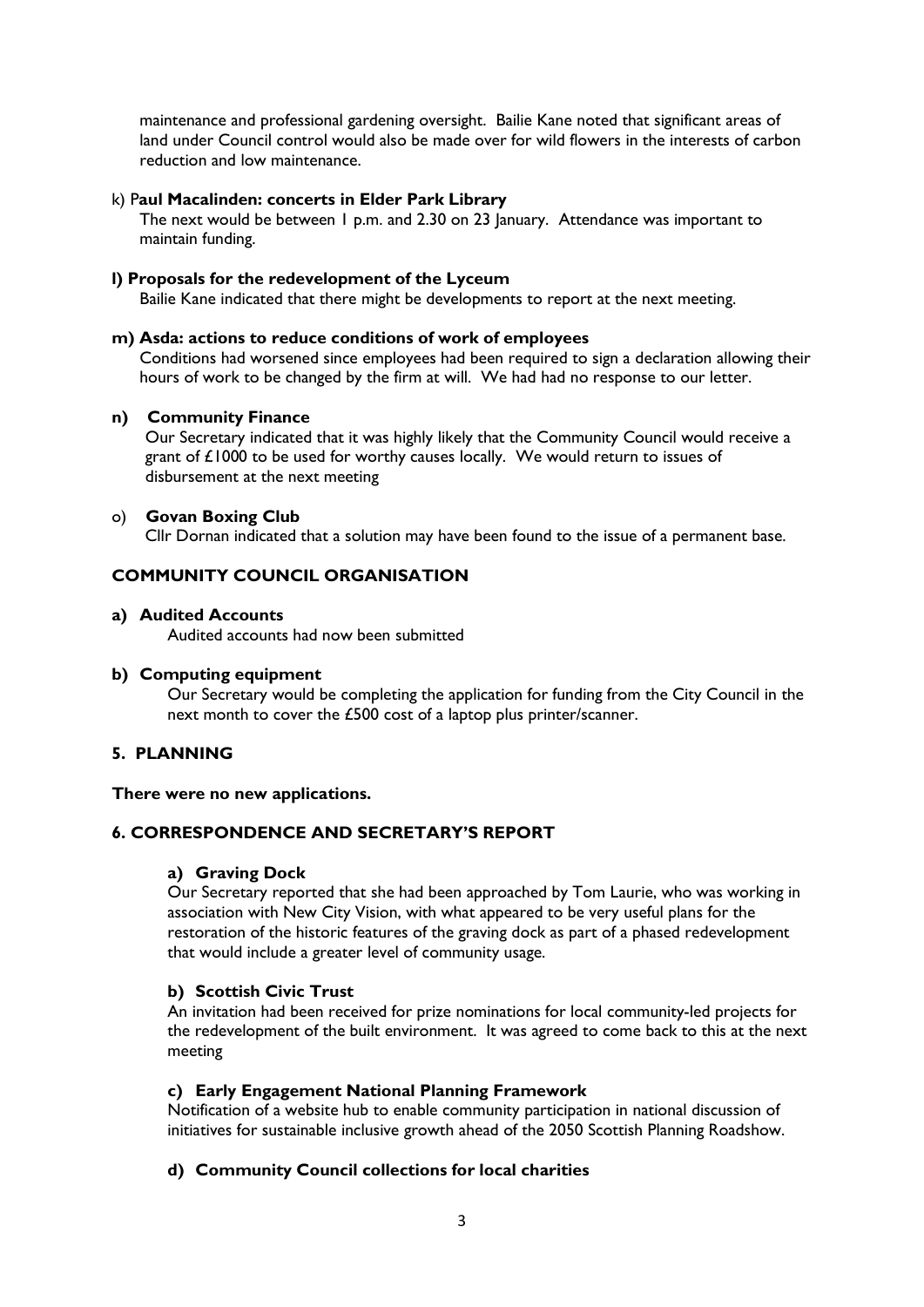maintenance and professional gardening oversight. Bailie Kane noted that significant areas of land under Council control would also be made over for wild flowers in the interests of carbon reduction and low maintenance.

k) P**aul Macalinden: concerts in Elder Park Library**

The next would be between 1 p.m. and 2.30 on 23 January. Attendance was important to maintain funding.

**l) Proposals for the redevelopment of the Lyceum**

Bailie Kane indicated that there might be developments to report at the next meeting.

**m) Asda: actions to reduce conditions of work of employees**

Conditions had worsened since employees had been required to sign a declaration allowing their hours of work to be changed by the firm at will. We had had no response to our letter.

**n) Community Finance**

Our Secretary indicated that it was highly likely that the Community Council would receive a grant of £1000 to be used for worthy causes locally. We would return to issues of disbursement at the next meeting

o) **Govan Boxing Club**

Cllr Dornan indicated that a solution may have been found to the issue of a permanent base.

## COMMUNITY COUNCIL ORGANISATION

**a) Audited Accounts**

Audited accounts had now been submitted

**b) Computing equipment**

Our Secretary would be completing the application for funding from the City Council in the next month to cover the £500 cost of a laptop plus printer/scanner.

## 5. PLANNING

**There were no new applications.**

## 6. CORRESPONDENCE AND SECRETARY'S REPORT

**a) Graving Dock**

Our Secretary reported that she had been approached by Tom Laurie, who was working in association with New City Vision, with what appeared to be very useful plans for the restoration of the historic features of the graving dock as part of a phased redevelopment that would include a greater level of community usage.

**b) Scottish Civic Trust**

An invitation had been received for prize nominations for local community-led projects for the redevelopment of the built environment. It was agreed to come back to this at the next meeting

**c) Early Engagement National Planning Framework**

Notification of a website hub to enable community participation in national discussion of initiatives for sustainable inclusive growth ahead of the 2050 Scottish Planning Roadshow.

**d) Community Council collections for local charities**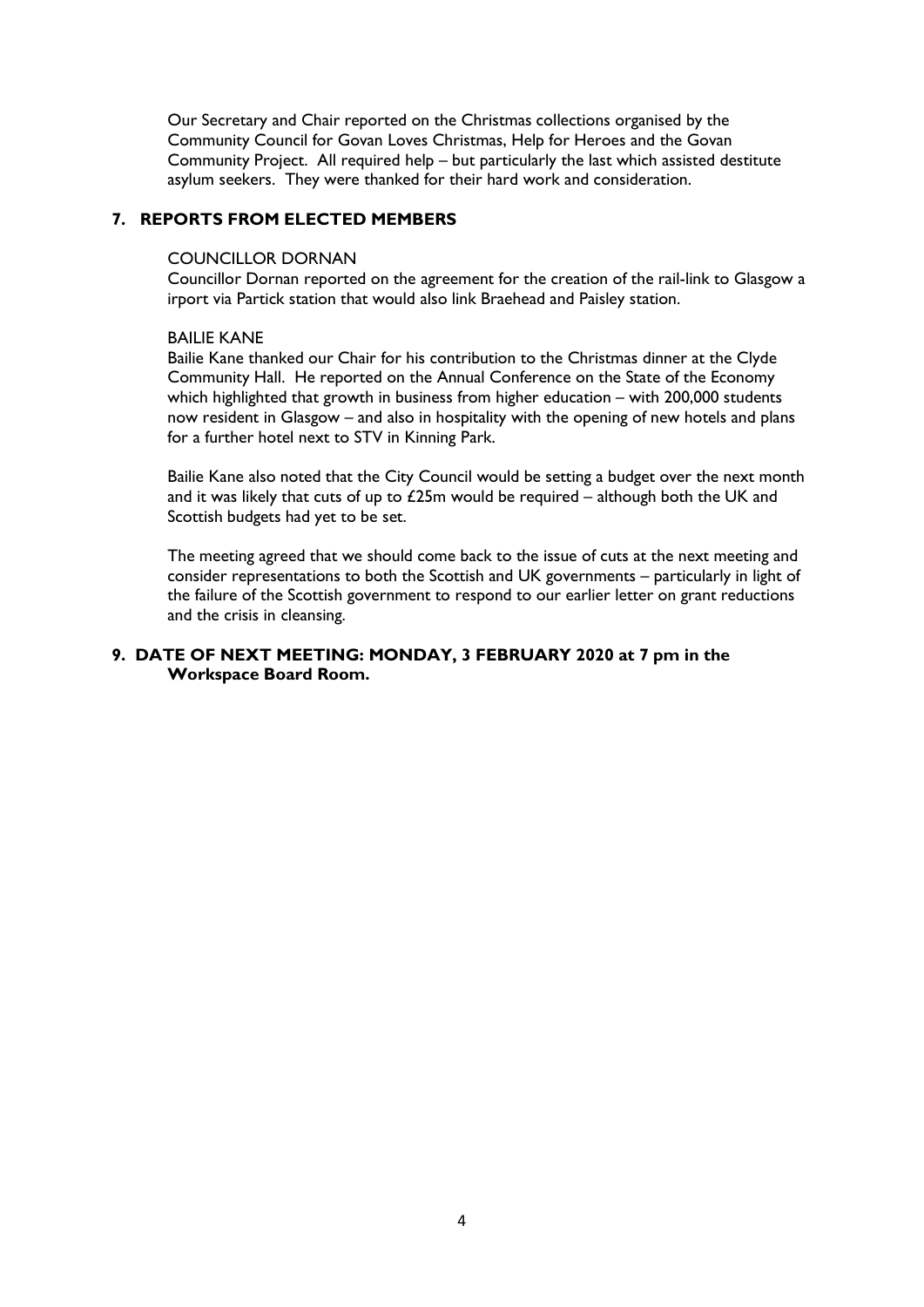Our Secretary and Chair reported on the Christmas collections organised by the Community Council for Govan Loves Christmas, Help for Heroes and the Govan Community Project. All required help – but particularly the last which assisted destitute asylum seekers. They were thanked for their hard work and consideration.

## 7. REPORTS FROM ELECTED MEMBERS

COUNCILLOR DORNAN

Councillor Dornan reported on the agreement for the creation of the rail-link to Glasgow a irport via Partick station that would also link Braehead and Paisley station.

BAILIE KANE

Bailie Kane thanked our Chair for his contribution to the Christmas dinner at the Clyde Community Hall. He reported on the Annual Conference on the State of the Economy which highlighted that growth in business from higher education – with 200,000 students now resident in Glasgow – and also in hospitality with the opening of new hotels and plans for a further hotel next to STV in Kinning Park.

Bailie Kane also noted that the City Council would be setting a budget over the next month and it was likely that cuts of up to £25m would be required – although both the UK and Scottish budgets had yet to be set.

The meeting agreed that we should come back to the issue of cuts at the next meeting and consider representations to both the Scottish and UK governments – particularly in light of the failure of the Scottish government to respond to our earlier letter on grant reductions and the crisis in cleansing.

## 9. DATE OF NEXT MEETING: MONDAY, 3 FEBRUARY 2020 at 7 pm in the Workspace Board Room.